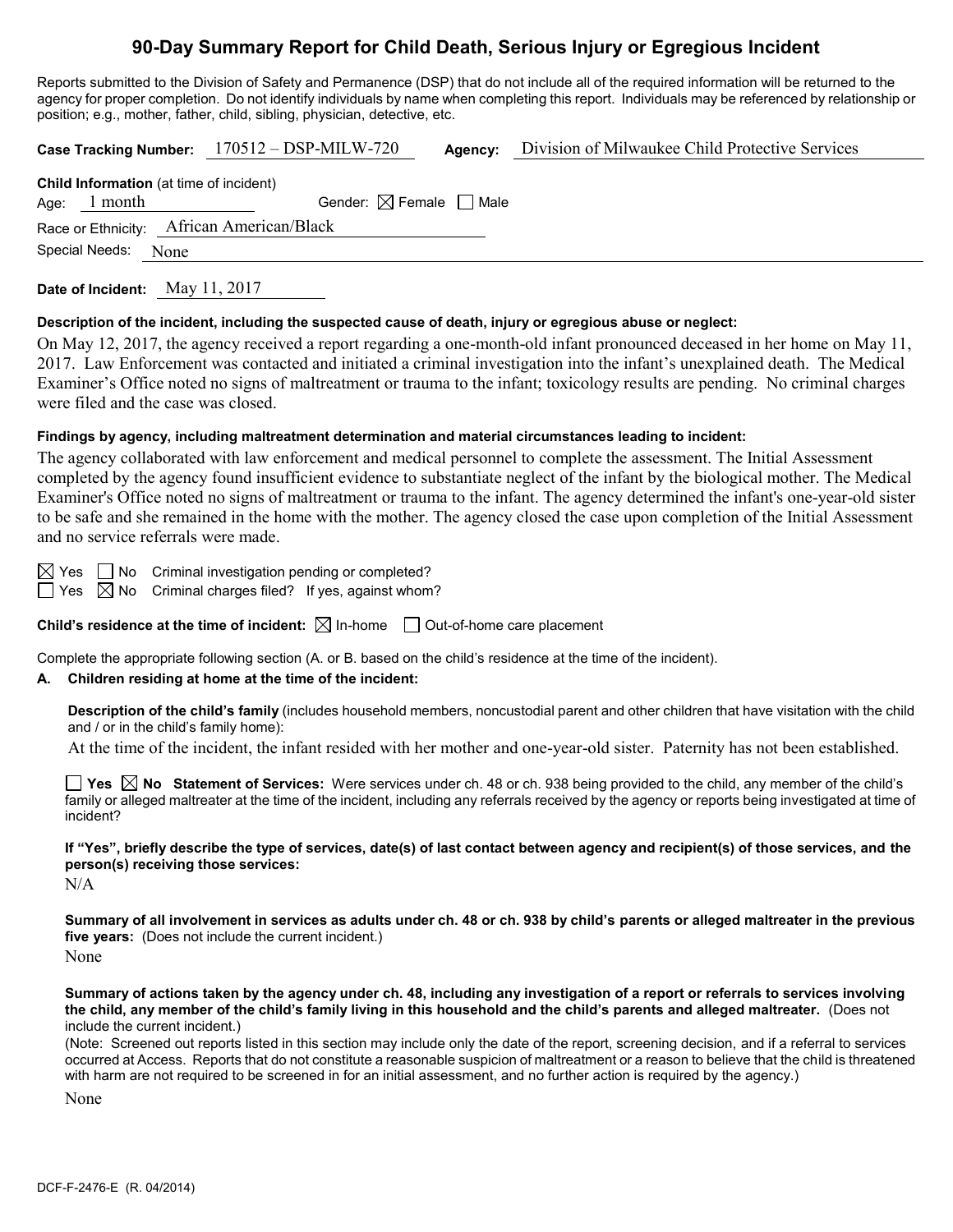# 90-Day Summary Report for Child Death, Serious Injury or Egregious Incident

Reports submitted to the Division of Safety and Permanence (DSP) that do not include all of the required information will be returned to the agency for proper completion. Do not identify individuals by name when completing this report. Individuals may be referenced by relationship or position; e.g., mother, father, child, sibling, physician, detective, etc.

**Case Tracking Number:** 170512 – DSP-MILW-720 **Agency:** Division of Milwaukee Child Protective Services

**Child Information** (at time of incident)

Age: 1 month Gender: ☒ Female ☐ Male

Race or Ethnicity: African American/Black

Special Needs: None

**Date of Incident:** May 11, 2017

**Description of the incident, including the suspected cause of death, injury or egregious abuse or neglect:**

On May 12, 2017, the agency received a report regarding a one-month-old infant pronounced deceased in her home on May 11, 2017. Law Enforcement was contacted and initiated a criminal investigation into the infant's unexplained death. The Medical Examiner's Office noted no signs of maltreatment or trauma to the infant; toxicology results are pending. No criminal charges were filed and the case was closed.

**Findings by agency, including maltreatment determination and material circumstances leading to incident:**

The agency collaborated with law enforcement and medical personnel to complete the assessment. The Initial Assessment completed by the agency found insufficient evidence to substantiate neglect of the infant by the biological mother. The Medical Examiner's Office noted no signs of maltreatment or trauma to the infant. The agency determined the infant's one-year-old sister to be safe and she remained in the home with the mother. The agency closed the case upon completion of the Initial Assessment and no service referrals were made.

☒ Yes ☐ No Criminal investigation pending or completed?

☐ Yes ☒ No Criminal charges filed? If yes, against whom?

**Child's residence at the time of incident:** ☒ In-home ☐ Out-of-home care placement

Complete the appropriate following section (A. or B. based on the child's residence at the time of the incident).

**A. Children residing at home at the time of the incident:**

**Description of the child's family** (includes household members, noncustodial parent and other children that have visitation with the child and / or in the child's family home):

At the time of the incident, the infant resided with her mother and one-year-old sister. Paternity has not been established.

☐ **Yes** ☒ **No Statement of Services:** Were services under ch. 48 or ch. 938 being provided to the child, any member of the child's family or alleged maltreater at the time of the incident, including any referrals received by the agency or reports being investigated at time of incident?

**If "Yes", briefly describe the type of services, date(s) of last contact between agency and recipient(s) of those services, and the person(s) receiving those services:**

N/A

**Summary of all involvement in services as adults under ch. 48 or ch. 938 by child's parents or alleged maltreater in the previous five years:** (Does not include the current incident.)

None

**Summary of actions taken by the agency under ch. 48, including any investigation of a report or referrals to services involving the child, any member of the child's family living in this household and the child's parents and alleged maltreater.** (Does not include the current incident.)

(Note: Screened out reports listed in this section may include only the date of the report, screening decision, and if a referral to services occurred at Access. Reports that do not constitute a reasonable suspicion of maltreatment or a reason to believe that the child is threatened with harm are not required to be screened in for an initial assessment, and no further action is required by the agency.)

None

DCF-F-2476-E (R. 04/2014)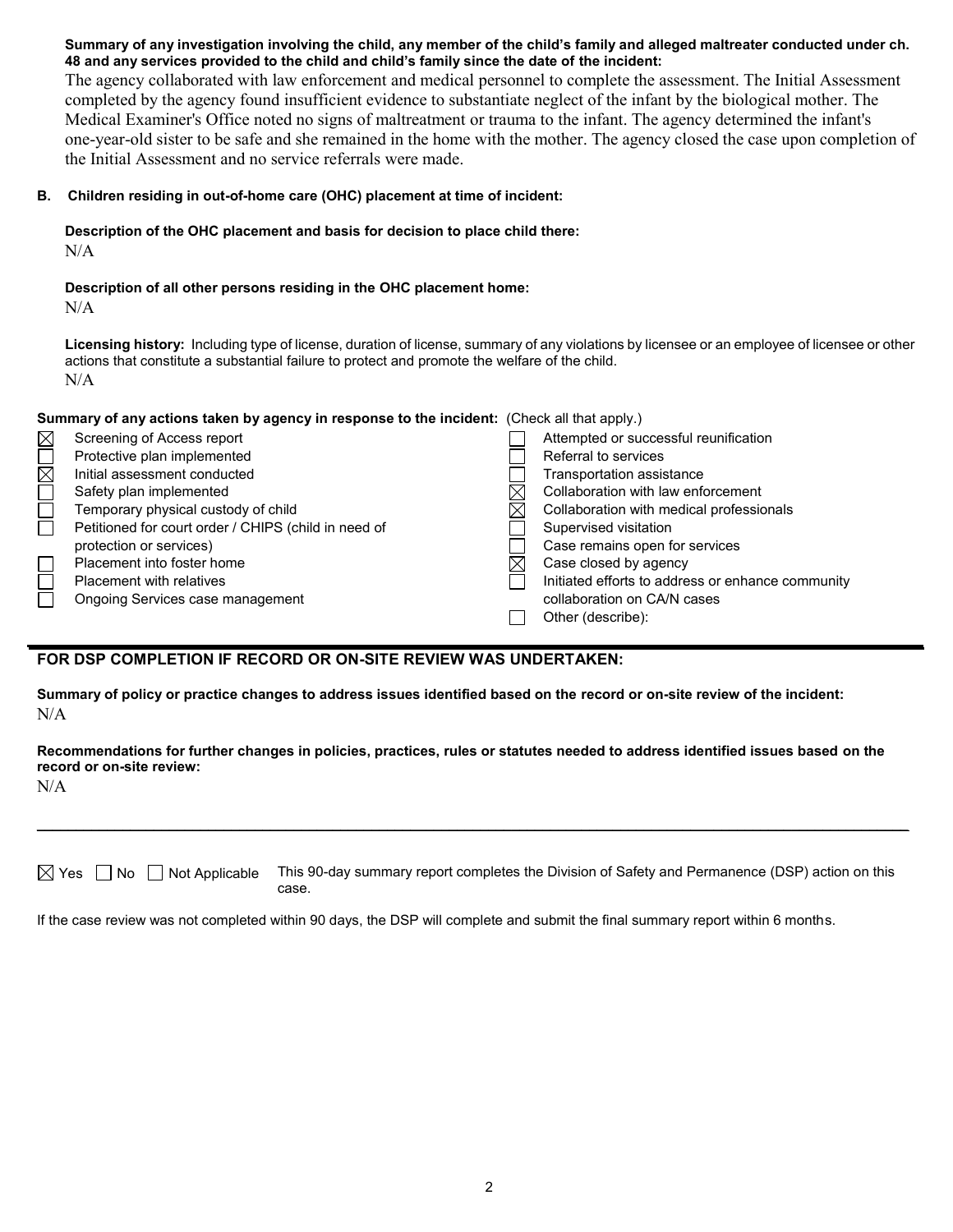**Summary of any investigation involving the child, any member of the child's family and alleged maltreater conducted under ch. 48 and any services provided to the child and child's family since the date of the incident:**

The agency collaborated with law enforcement and medical personnel to complete the assessment. The Initial Assessment completed by the agency found insufficient evidence to substantiate neglect of the infant by the biological mother. The Medical Examiner's Office noted no signs of maltreatment or trauma to the infant. The agency determined the infant's one-year-old sister to be safe and she remained in the home with the mother. The agency closed the case upon completion of the Initial Assessment and no service referrals were made.

**B. Children residing in out-of-home care (OHC) placement at time of incident:**

**Description of the OHC placement and basis for decision to place child there:**
N/A

**Description of all other persons residing in the OHC placement home:**
N/A

**Licensing history:** Including type of license, duration of license, summary of any violations by licensee or an employee of licensee or other actions that constitute a substantial failure to protect and promote the welfare of the child.
N/A

**Summary of any actions taken by agency in response to the incident:** (Check all that apply.)

- ☒ Screening of Access report
- ☐ Protective plan implemented
- ☒ Initial assessment conducted
- ☐ Safety plan implemented
- ☐ Temporary physical custody of child
- ☐ Petitioned for court order / CHIPS (child in need of protection or services)
- ☐ Placement into foster home
- ☐ Placement with relatives
- ☐ Ongoing Services case management
- ☐ Attempted or successful reunification
- ☐ Referral to services
- ☐ Transportation assistance
- ☒ Collaboration with law enforcement
- ☒ Collaboration with medical professionals
- ☐ Supervised visitation
- ☐ Case remains open for services
- ☒ Case closed by agency
- ☐ Initiated efforts to address or enhance community collaboration on CA/N cases
- ☐ Other (describe):

## FOR DSP COMPLETION IF RECORD OR ON-SITE REVIEW WAS UNDERTAKEN:

**Summary of policy or practice changes to address issues identified based on the record or on-site review of the incident:**
N/A

**Recommendations for further changes in policies, practices, rules or statutes needed to address identified issues based on the record or on-site review:**
N/A

---

☒ Yes ☐ No ☐ Not Applicable This 90-day summary report completes the Division of Safety and Permanence (DSP) action on this case.

If the case review was not completed within 90 days, the DSP will complete and submit the final summary report within 6 months.